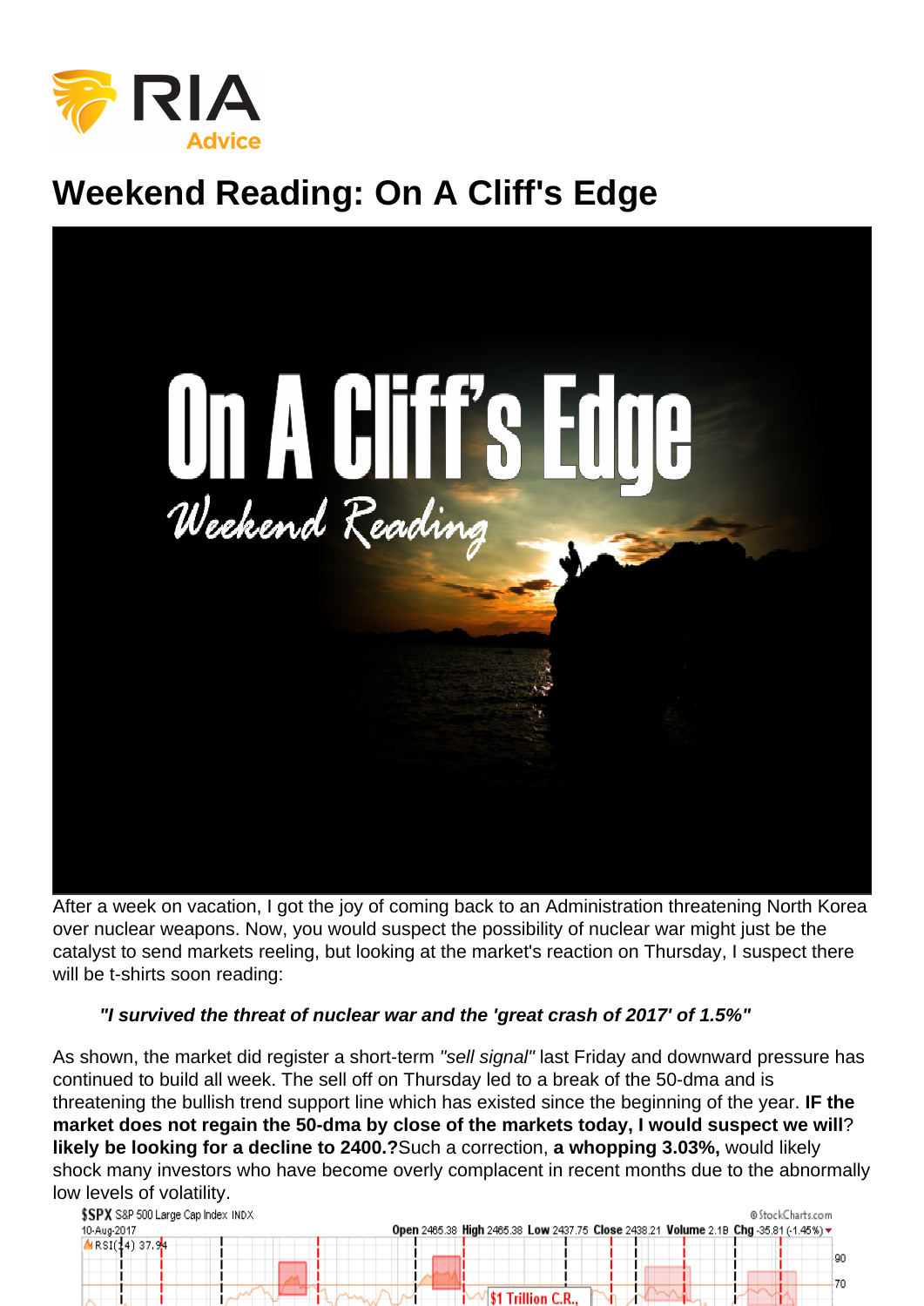# Weekend Reading: On A Cliff's Edge

After a week on vacation, I got the joy of coming back to an Administration threatening North Korea over nuclear weapons. Now, you would suspect the possibility of nuclear war might just be the catalyst to send markets reeling, but looking at the market's reaction on Thursday, I suspect there will be t-shirts soon reading:

> ***"I survived the threat of nuclear war and the 'great crash of 2017' of 1.5%"***

As shown, the market did register a short-term *"sell signal"* last Friday and downward pressure has continued to build all week. The sell off on Thursday led to a break of the 50-dma and is threatening the bullish trend support line which has existed since the beginning of the year. **IF the market does not regain the 50-dma by close of the markets today, I would suspect we will? likely be looking for a decline to 2400.?**Such a correction, **a whopping 3.03%,** would likely shock many investors who have become overly complacent in recent months due to the abnormally low levels of volatility.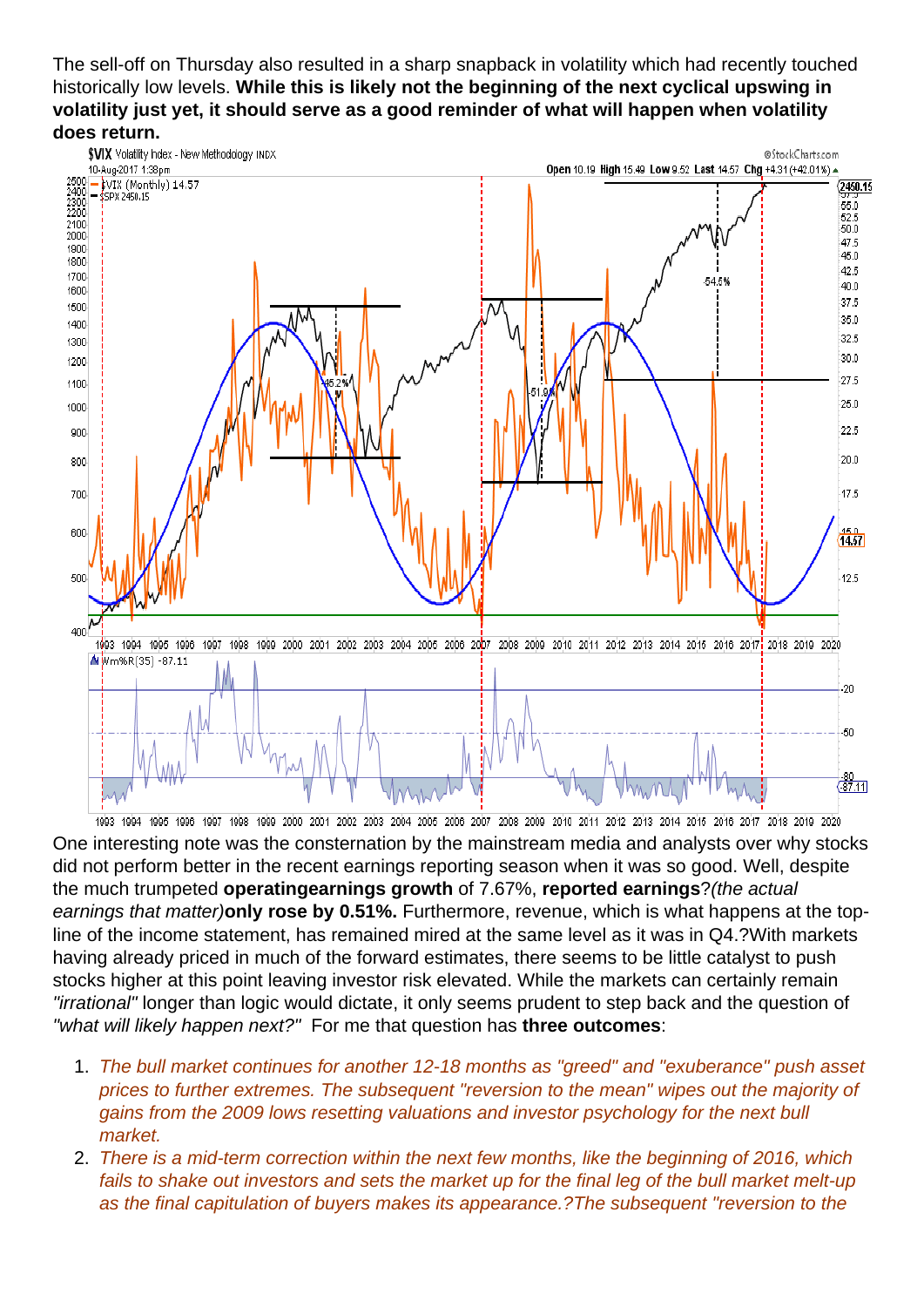The sell-off on Thursday also resulted in a sharp snapback in volatility which had recently touched historically low levels. **While this is likely not the beginning of the next cyclical upswing in volatility just yet, it should serve as a good reminder of what will happen when volatility does return.**

One interesting note was the consternation by the mainstream media and analysts over why stocks did not perform better in the recent earnings reporting season when it was so good. Well, despite the much trumpeted **operatingearnings growth** of 7.67%, **reported earnings**?*(the actual earnings that matter)***only rose by 0.51%.** Furthermore, revenue, which is what happens at the top-line of the income statement, has remained mired at the same level as it was in Q4.?With markets having already priced in much of the forward estimates, there seems to be little catalyst to push stocks higher at this point leaving investor risk elevated. While the markets can certainly remain *"irrational"* longer than logic would dictate, it only seems prudent to step back and the question of *"what will likely happen next?"* For me that question has **three outcomes**:

1. *The bull market continues for another 12-18 months as "greed" and "exuberance" push asset prices to further extremes. The subsequent "reversion to the mean" wipes out the majority of gains from the 2009 lows resetting valuations and investor psychology for the next bull market.*
2. *There is a mid-term correction within the next few months, like the beginning of 2016, which fails to shake out investors and sets the market up for the final leg of the bull market melt-up as the final capitulation of buyers makes its appearance.?The subsequent "reversion to the*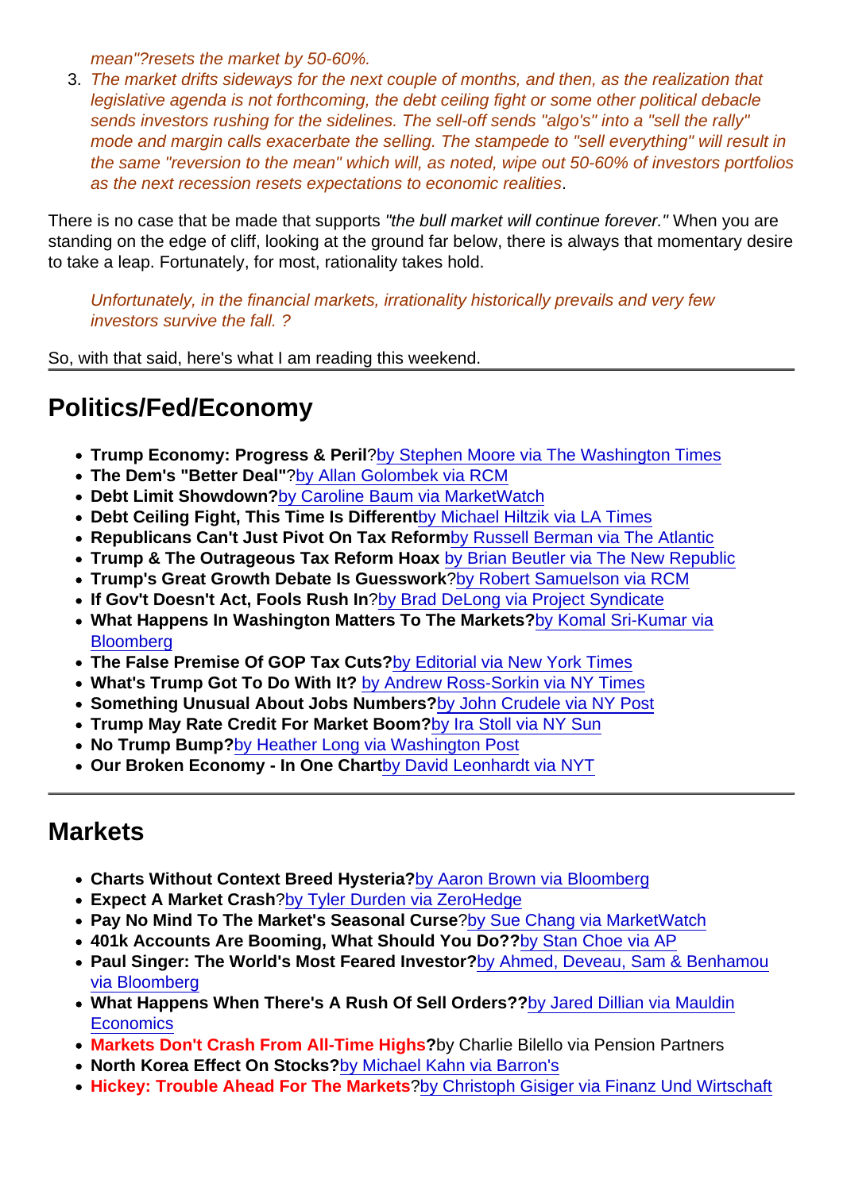*mean"?resets the market by 50-60%.*

3. *The market drifts sideways for the next couple of months, and then, as the realization that legislative agenda is not forthcoming, the debt ceiling fight or some other political debacle sends investors rushing for the sidelines. The sell-off sends "algo's" into a "sell the rally" mode and margin calls exacerbate the selling. The stampede to "sell everything" will result in the same "reversion to the mean" which will, as noted, wipe out 50-60% of investors portfolios as the next recession resets expectations to economic realities*.

There is no case that be made that supports *"the bull market will continue forever."* When you are standing on the edge of cliff, looking at the ground far below, there is always that momentary desire to take a leap. Fortunately, for most, rationality takes hold.

> *Unfortunately, in the financial markets, irrationality historically prevails and very few investors survive the fall. ?*

So, with that said, here's what I am reading this weekend.

## Politics/Fed/Economy

- **Trump Economy: Progress & Peril**?by Stephen Moore via The Washington Times
- **The Dem's "Better Deal"**?by Allan Golombek via RCM
- **Debt Limit Showdown?**by Caroline Baum via MarketWatch
- **Debt Ceiling Fight, This Time Is Different**by Michael Hiltzik via LA Times
- **Republicans Can't Just Pivot On Tax Reform**by Russell Berman via The Atlantic
- **Trump & The Outrageous Tax Reform Hoax** by Brian Beutler via The New Republic
- **Trump's Great Growth Debate Is Guesswork**?by Robert Samuelson via RCM
- **If Gov't Doesn't Act, Fools Rush In**?by Brad DeLong via Project Syndicate
- **What Happens In Washington Matters To The Markets?**by Komal Sri-Kumar via Bloomberg
- **The False Premise Of GOP Tax Cuts?**by Editorial via New York Times
- **What's Trump Got To Do With It?** by Andrew Ross-Sorkin via NY Times
- **Something Unusual About Jobs Numbers?**by John Crudele via NY Post
- **Trump May Rate Credit For Market Boom?**by Ira Stoll via NY Sun
- **No Trump Bump?**by Heather Long via Washington Post
- **Our Broken Economy - In One Chart**by David Leonhardt via NYT

## Markets

- **Charts Without Context Breed Hysteria?**by Aaron Brown via Bloomberg
- **Expect A Market Crash**?by Tyler Durden via ZeroHedge
- **Pay No Mind To The Market's Seasonal Curse**?by Sue Chang via MarketWatch
- **401k Accounts Are Booming, What Should You Do??**by Stan Choe via AP
- **Paul Singer: The World's Most Feared Investor?**by Ahmed, Deveau, Sam & Benhamou via Bloomberg
- **What Happens When There's A Rush Of Sell Orders??**by Jared Dillian via Mauldin Economics
- **Markets Don't Crash From All-Time Highs?**by Charlie Bilello via Pension Partners
- **North Korea Effect On Stocks?**by Michael Kahn via Barron's
- **Hickey: Trouble Ahead For The Markets**?by Christoph Gisiger via Finanz Und Wirtschaft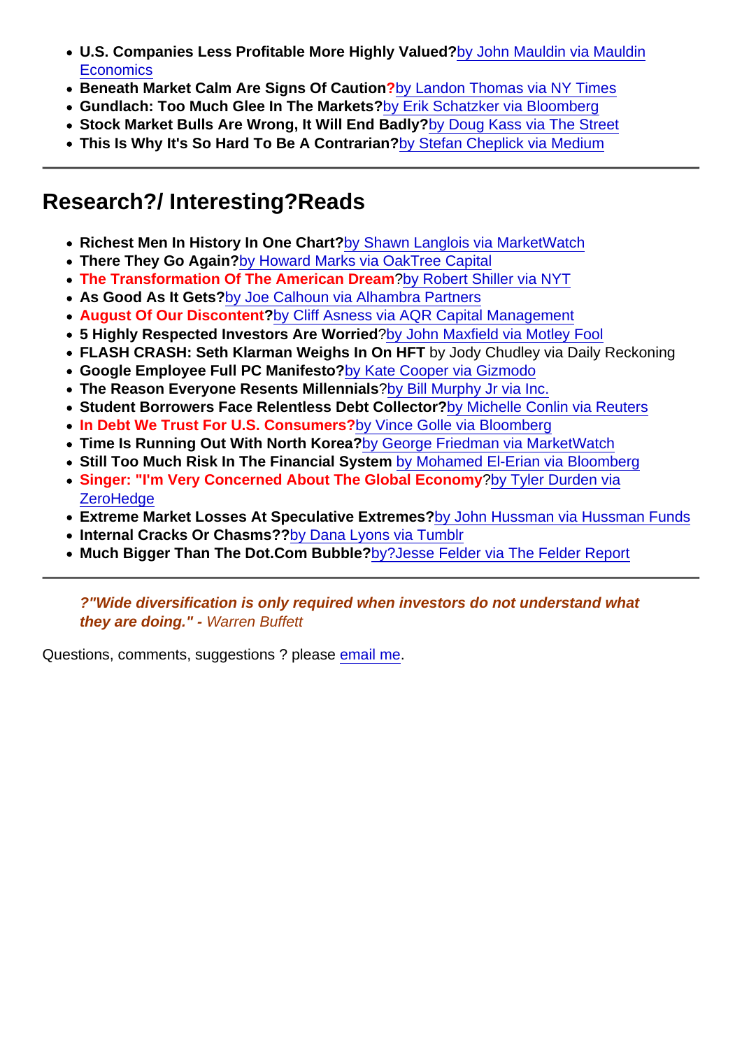- **U.S. Companies Less Profitable More Highly Valued?**by John Mauldin via Mauldin Economics
- **Beneath Market Calm Are Signs Of Caution?**by Landon Thomas via NY Times
- **Gundlach: Too Much Glee In The Markets?**by Erik Schatzker via Bloomberg
- **Stock Market Bulls Are Wrong, It Will End Badly?**by Doug Kass via The Street
- **This Is Why It's So Hard To Be A Contrarian?**by Stefan Cheplick via Medium

---

## Research?/ Interesting?Reads

- **Richest Men In History In One Chart?**by Shawn Langlois via MarketWatch
- **There They Go Again?**by Howard Marks via OakTree Capital
- **The Transformation Of The American Dream**?by Robert Shiller via NYT
- **As Good As It Gets?**by Joe Calhoun via Alhambra Partners
- **August Of Our Discontent?**by Cliff Asness via AQR Capital Management
- **5 Highly Respected Investors Are Worried**?by John Maxfield via Motley Fool
- **FLASH CRASH: Seth Klarman Weighs In On HFT** by Jody Chudley via Daily Reckoning
- **Google Employee Full PC Manifesto?**by Kate Cooper via Gizmodo
- **The Reason Everyone Resents Millennials**?by Bill Murphy Jr via Inc.
- **Student Borrowers Face Relentless Debt Collector?**by Michelle Conlin via Reuters
- **In Debt We Trust For U.S. Consumers?**by Vince Golle via Bloomberg
- **Time Is Running Out With North Korea?**by George Friedman via MarketWatch
- **Still Too Much Risk In The Financial System** by Mohamed El-Erian via Bloomberg
- **Singer: "I'm Very Concerned About The Global Economy**?by Tyler Durden via ZeroHedge
- **Extreme Market Losses At Speculative Extremes?**by John Hussman via Hussman Funds
- **Internal Cracks Or Chasms??**by Dana Lyons via Tumblr
- **Much Bigger Than The Dot.Com Bubble?**by?Jesse Felder via The Felder Report

---

> ***?"Wide diversification is only required when investors do not understand what they are doing." -*** *Warren Buffett*

Questions, comments, suggestions ? please email me.